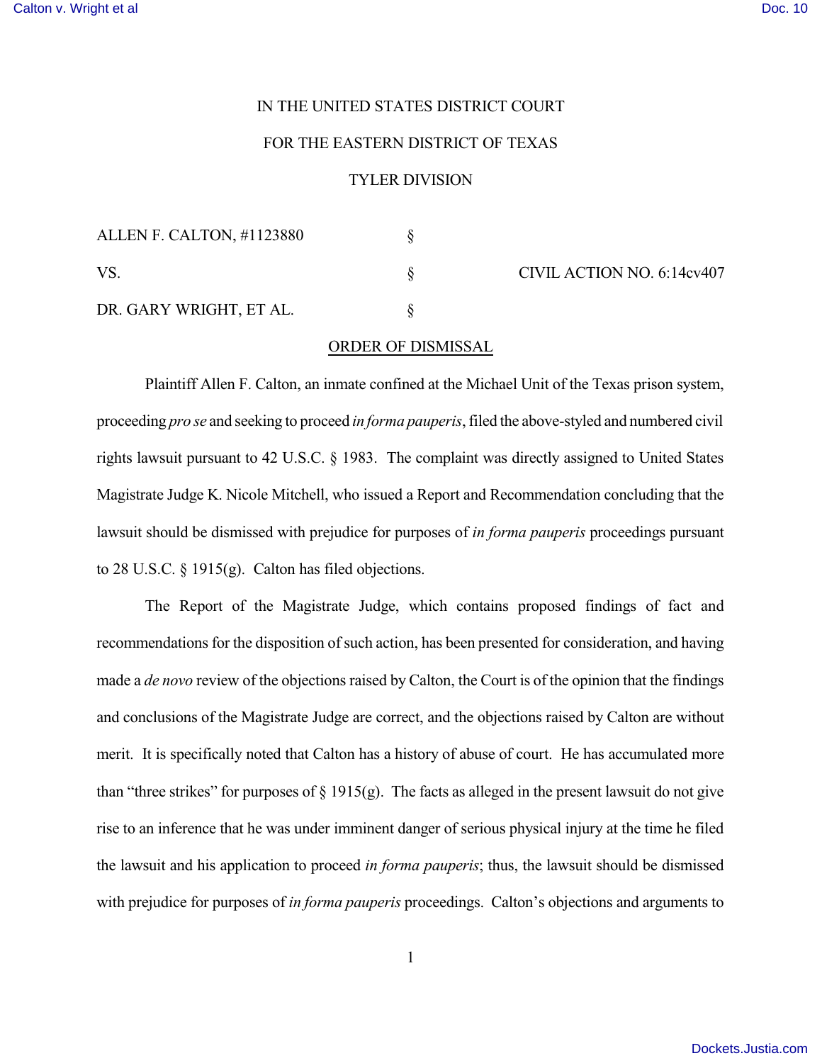IN THE UNITED STATES DISTRICT COURT

FOR THE EASTERN DISTRICT OF TEXAS

TYLER DIVISION

| | | |
|---|---|---|
| ALLEN F. CALTON, #1123880 | § | |
| VS. | § | CIVIL ACTION NO. 6:14cv407 |
| DR. GARY WRIGHT, ET AL. | § | |

ORDER OF DISMISSAL

Plaintiff Allen F. Calton, an inmate confined at the Michael Unit of the Texas prison system, proceeding *pro se* and seeking to proceed *in forma pauperis*, filed the above-styled and numbered civil rights lawsuit pursuant to 42 U.S.C. § 1983. The complaint was directly assigned to United States Magistrate Judge K. Nicole Mitchell, who issued a Report and Recommendation concluding that the lawsuit should be dismissed with prejudice for purposes of *in forma pauperis* proceedings pursuant to 28 U.S.C. § 1915(g). Calton has filed objections.

The Report of the Magistrate Judge, which contains proposed findings of fact and recommendations for the disposition of such action, has been presented for consideration, and having made a *de novo* review of the objections raised by Calton, the Court is of the opinion that the findings and conclusions of the Magistrate Judge are correct, and the objections raised by Calton are without merit. It is specifically noted that Calton has a history of abuse of court. He has accumulated more than "three strikes" for purposes of § 1915(g). The facts as alleged in the present lawsuit do not give rise to an inference that he was under imminent danger of serious physical injury at the time he filed the lawsuit and his application to proceed *in forma pauperis*; thus, the lawsuit should be dismissed with prejudice for purposes of *in forma pauperis* proceedings. Calton's objections and arguments to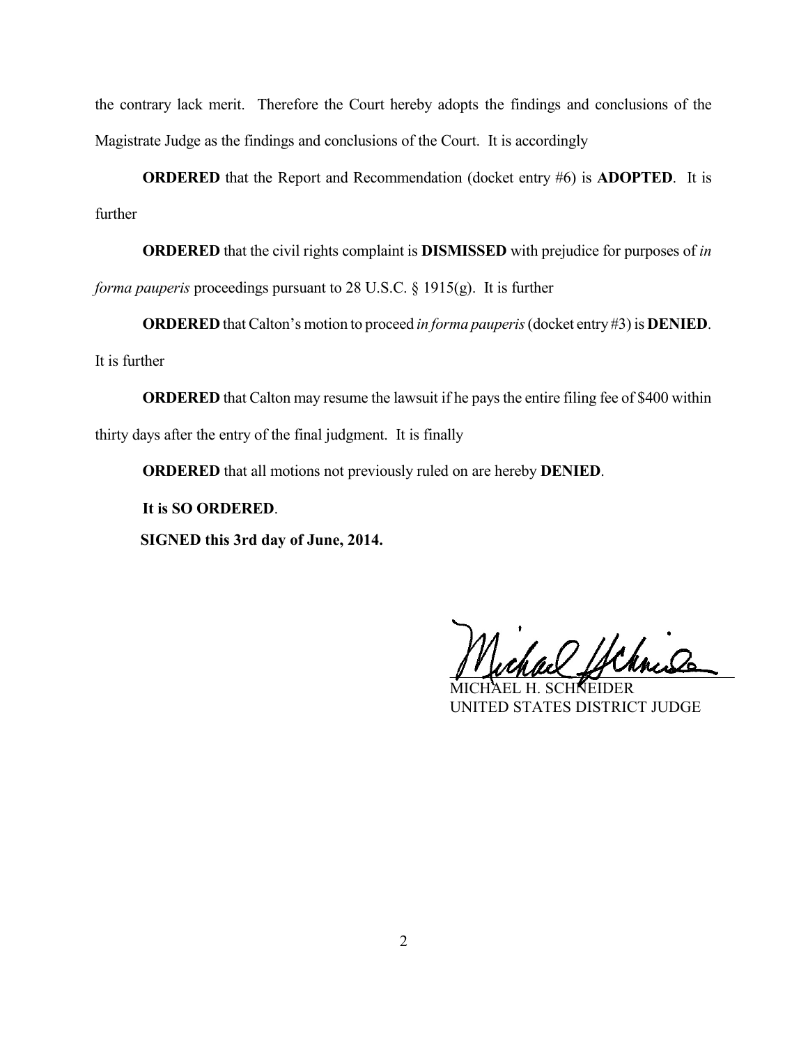the contrary lack merit. Therefore the Court hereby adopts the findings and conclusions of the Magistrate Judge as the findings and conclusions of the Court. It is accordingly

**ORDERED** that the Report and Recommendation (docket entry #6) is **ADOPTED**. It is further

**ORDERED** that the civil rights complaint is **DISMISSED** with prejudice for purposes of *in forma pauperis* proceedings pursuant to 28 U.S.C. § 1915(g). It is further

**ORDERED** that Calton's motion to proceed *in forma pauperis* (docket entry #3) is **DENIED**. It is further

**ORDERED** that Calton may resume the lawsuit if he pays the entire filing fee of $400 within thirty days after the entry of the final judgment. It is finally

**ORDERED** that all motions not previously ruled on are hereby **DENIED**.

**It is SO ORDERED**.

**SIGNED this 3rd day of June, 2014.**

MICHAEL H. SCHNEIDER
UNITED STATES DISTRICT JUDGE